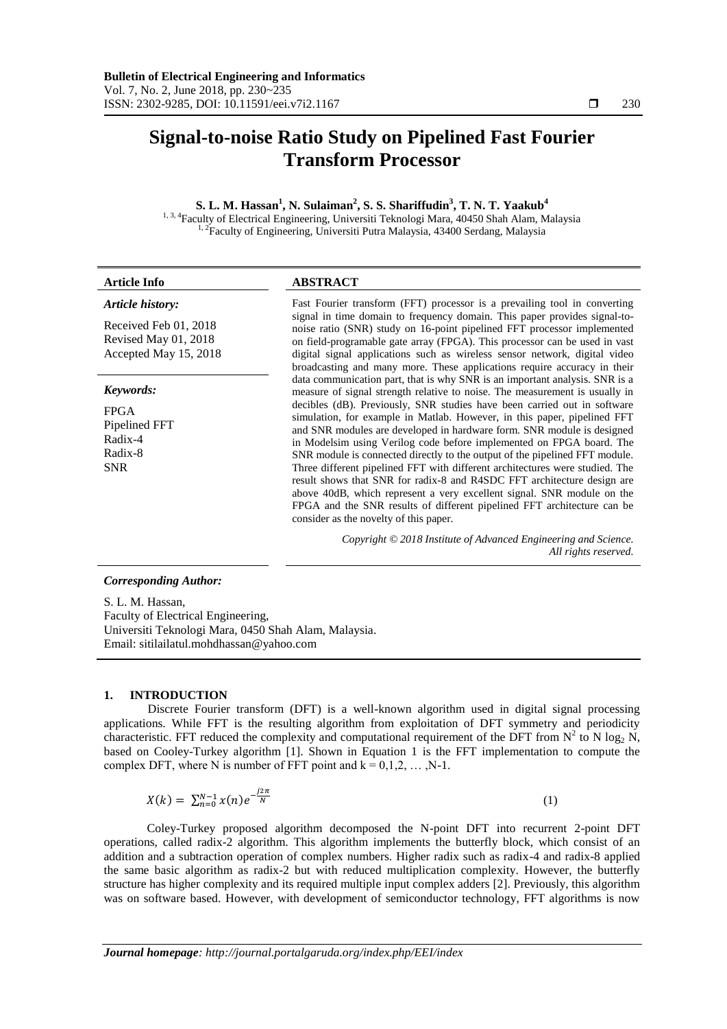# Signal-to-noise Ratio Study on Pipelined Fast Fourier Transform Processor

**S. L. M. Hassan[1], N. Sulaiman[2], S. S. Shariffudin[3], T. N. T. Yaakub[4]**

[1, 3, 4]Faculty of Electrical Engineering, Universiti Teknologi Mara, 40450 Shah Alam, Malaysia
[1, 2]Faculty of Engineering, Universiti Putra Malaysia, 43400 Serdang, Malaysia

| Article Info | ABSTRACT |
|---|---|
| ***Article history:*** Received Feb 01, 2018 Revised May 01, 2018 Accepted May 15, 2018 | Fast Fourier transform (FFT) processor is a prevailing tool in converting signal in time domain to frequency domain. This paper provides signal-to-noise ratio (SNR) study on 16-point pipelined FFT processor implemented on field-programable gate array (FPGA). This processor can be used in vast digital signal applications such as wireless sensor network, digital video broadcasting and many more. These applications require accuracy in their data communication part, that is why SNR is an important analysis. SNR is a measure of signal strength relative to noise. The measurement is usually in decibles (dB). Previously, SNR studies have been carried out in software simulation, for example in Matlab. However, in this paper, pipelined FFT and SNR modules are developed in hardware form. SNR module is designed in Modelsim using Verilog code before implemented on FPGA board. The SNR module is connected directly to the output of the pipelined FFT module. Three different pipelined FFT with different architectures were studied. The result shows that SNR for radix-8 and R4SDC FFT architecture design are above 40dB, which represent a very excellent signal. SNR module on the FPGA and the SNR results of different pipelined FFT architecture can be consider as the novelty of this paper. |
| ***Keywords:*** FPGA Pipelined FFT Radix-4 Radix-8 SNR | *Copyright © 2018 Institute of Advanced Engineering and Science. All rights reserved.* |

***Corresponding Author:***

S. L. M. Hassan,
Faculty of Electrical Engineering,
Universiti Teknologi Mara, 0450 Shah Alam, Malaysia.
Email: sitilailatul.mohdhassan@yahoo.com

## 1. INTRODUCTION

Discrete Fourier transform (DFT) is a well-known algorithm used in digital signal processing applications. While FFT is the resulting algorithm from exploitation of DFT symmetry and periodicity characteristic. FFT reduced the complexity and computational requirement of the DFT from $N^2$ to $N \log_2 N$, based on Cooley-Turkey algorithm [1]. Shown in Equation 1 is the FFT implementation to compute the complex DFT, where N is number of FFT point and $k = 0,1,2, \ldots ,N\text{-}1$.

$$X(k) = \sum_{n=0}^{N-1} x(n) e^{-\frac{j2\pi}{N}} \tag{1}$$

Coley-Turkey proposed algorithm decomposed the N-point DFT into recurrent 2-point DFT operations, called radix-2 algorithm. This algorithm implements the butterfly block, which consist of an addition and a subtraction operation of complex numbers. Higher radix such as radix-4 and radix-8 applied the same basic algorithm as radix-2 but with reduced multiplication complexity. However, the butterfly structure has higher complexity and its required multiple input complex adders [2]. Previously, this algorithm was on software based. However, with development of semiconductor technology, FFT algorithms is now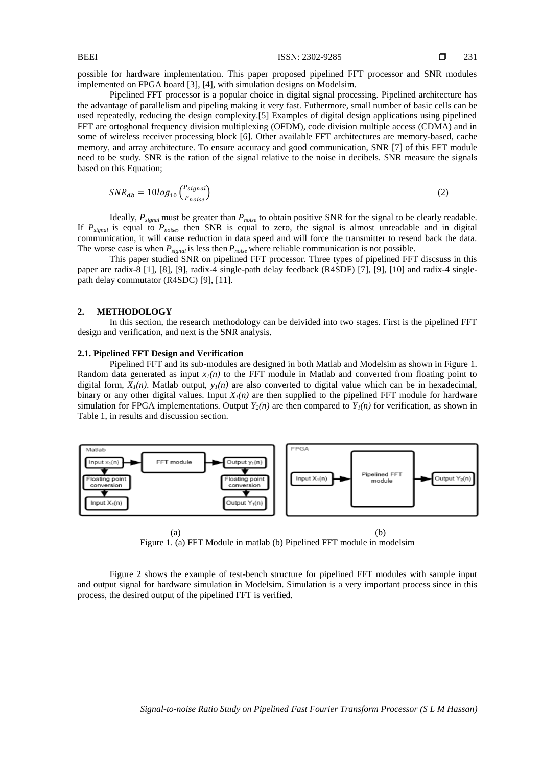possible for hardware implementation. This paper proposed pipelined FFT processor and SNR modules implemented on FPGA board [3], [4], with simulation designs on Modelsim.

Pipelined FFT processor is a popular choice in digital signal processing. Pipelined architecture has the advantage of parallelism and pipeling making it very fast. Futhermore, small number of basic cells can be used repeatedly, reducing the design complexity.[5] Examples of digital design applications using pipelined FFT are ortoghonal frequency division multiplexing (OFDM), code division multiple access (CDMA) and in some of wireless receiver processing block [6]. Other available FFT architectures are memory-based, cache memory, and array architecture. To ensure accuracy and good communication, SNR [7] of this FFT module need to be study. SNR is the ration of the signal relative to the noise in decibels. SNR measure the signals based on this Equation;

$$SNR_{db} = 10log_{10}\left(\frac{P_{signal}}{P_{noise}}\right) \tag{2}$$

Ideally, $P_{signal}$ must be greater than $P_{noise}$ to obtain positive SNR for the signal to be clearly readable. If $P_{signal}$ is equal to $P_{noise}$, then SNR is equal to zero, the signal is almost unreadable and in digital communication, it will cause reduction in data speed and will force the transmitter to resend back the data. The worse case is when $P_{signal}$ is less then $P_{noise}$ where reliable communication is not possible.

This paper studied SNR on pipelined FFT processor. Three types of pipelined FFT discsuss in this paper are radix-8 [1], [8], [9], radix-4 single-path delay feedback (R4SDF) [7], [9], [10] and radix-4 single-path delay commutator (R4SDC) [9], [11].

## 2. METHODOLOGY

In this section, the research methodology can be deivided into two stages. First is the pipelined FFT design and verification, and next is the SNR analysis.

### 2.1. Pipelined FFT Design and Verification

Pipelined FFT and its sub-modules are designed in both Matlab and Modelsim as shown in Figure 1. Random data generated as input $x_1(n)$ to the FFT module in Matlab and converted from floating point to digital form, $X_1(n)$. Matlab output, $y_1(n)$ are also converted to digital value which can be in hexadecimal, binary or any other digital values. Input $X_1(n)$ are then supplied to the pipelined FFT module for hardware simulation for FPGA implementations. Output $Y_2(n)$ are then compared to $Y_1(n)$ for verification, as shown in Table 1, in results and discussion section.

Matlab: Input $x_1(n)$ → FFT module → Output $y_1(n)$; Floating point conversion → Input $X_1(n)$; Floating point conversion → Output $Y_1(n)$

FPGA: Input $X_1(n)$ → Pipelined FFT module → Output $Y_2(n)$

(a) (b)

Figure 1. (a) FFT Module in matlab (b) Pipelined FFT module in modelsim

Figure 2 shows the example of test-bench structure for pipelined FFT modules with sample input and output signal for hardware simulation in Modelsim. Simulation is a very important process since in this process, the desired output of the pipelined FFT is verified.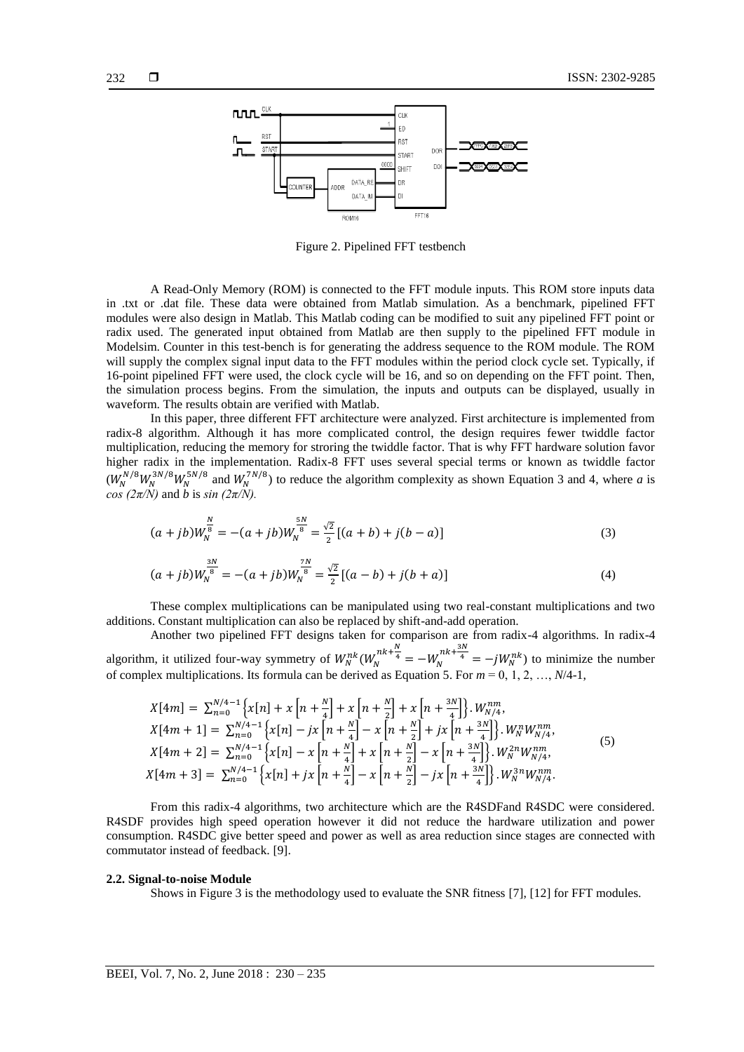Figure 2. Pipelined FFT testbench

A Read-Only Memory (ROM) is connected to the FFT module inputs. This ROM store inputs data in .txt or .dat file. These data were obtained from Matlab simulation. As a benchmark, pipelined FFT modules were also design in Matlab. This Matlab coding can be modified to suit any pipelined FFT point or radix used. The generated input obtained from Matlab are then supply to the pipelined FFT module in Modelsim. Counter in this test-bench is for generating the address sequence to the ROM module. The ROM will supply the complex signal input data to the FFT modules within the period clock cycle set. Typically, if 16-point pipelined FFT were used, the clock cycle will be 16, and so on depending on the FFT point. Then, the simulation process begins. From the simulation, the inputs and outputs can be displayed, usually in waveform. The results obtain are verified with Matlab.

In this paper, three different FFT architecture were analyzed. First architecture is implemented from radix-8 algorithm. Although it has more complicated control, the design requires fewer twiddle factor multiplication, reducing the memory for stroring the twiddle factor. That is why FFT hardware solution favor higher radix in the implementation. Radix-8 FFT uses several special terms or known as twiddle factor ($W_N^{N/8} W_N^{3N/8} W_N^{5N/8}$ and $W_N^{7N/8}$) to reduce the algorithm complexity as shown Equation 3 and 4, where *a* is *cos (2π/N)* and *b* is *sin (2π/N)*.

$$(a + jb)W_N^{\frac{N}{8}} = -(a + jb)W_N^{\frac{5N}{8}} = \frac{\sqrt{2}}{2}[(a + b) + j(b - a)] \tag{3}$$

$$(a + jb)W_N^{\frac{3N}{8}} = -(a + jb)W_N^{\frac{7N}{8}} = \frac{\sqrt{2}}{2}[(a - b) + j(b + a)] \tag{4}$$

These complex multiplications can be manipulated using two real-constant multiplications and two additions. Constant multiplication can also be replaced by shift-and-add operation.

Another two pipelined FFT designs taken for comparison are from radix-4 algorithms. In radix-4 algorithm, it utilized four-way symmetry of $W_N^{nk}$ ($W_N^{nk+\frac{N}{4}} = -W_N^{nk+\frac{3N}{4}} = -jW_N^{nk}$) to minimize the number of complex multiplications. Its formula can be derived as Equation 5. For $m = 0, 1, 2, \ldots, N/4-1$,

$$\begin{aligned}
X[4m] &= \sum_{n=0}^{N/4-1} \left\{x[n] + x\left[n + \tfrac{N}{4}\right] + x\left[n + \tfrac{N}{2}\right] + x\left[n + \tfrac{3N}{4}\right]\right\}. W_{N/4}^{nm}, \\
X[4m+1] &= \sum_{n=0}^{N/4-1} \left\{x[n] - jx\left[n + \tfrac{N}{4}\right] - x\left[n + \tfrac{N}{2}\right] + jx\left[n + \tfrac{3N}{4}\right]\right\}. W_N^{n} W_{N/4}^{nm}, \\
X[4m+2] &= \sum_{n=0}^{N/4-1} \left\{x[n] - x\left[n + \tfrac{N}{4}\right] + x\left[n + \tfrac{N}{2}\right] - x\left[n + \tfrac{3N}{4}\right]\right\}. W_N^{2n} W_{N/4}^{nm}, \\
X[4m+3] &= \sum_{n=0}^{N/4-1} \left\{x[n] + jx\left[n + \tfrac{N}{4}\right] - x\left[n + \tfrac{N}{2}\right] - jx\left[n + \tfrac{3N}{4}\right]\right\}. W_N^{3n} W_{N/4}^{nm}.
\end{aligned} \tag{5}$$

From this radix-4 algorithms, two architecture which are the R4SDFand R4SDC were considered. R4SDF provides high speed operation however it did not reduce the hardware utilization and power consumption. R4SDC give better speed and power as well as area reduction since stages are connected with commutator instead of feedback. [9].

### 2.2. Signal-to-noise Module

Shows in Figure 3 is the methodology used to evaluate the SNR fitness [7], [12] for FFT modules.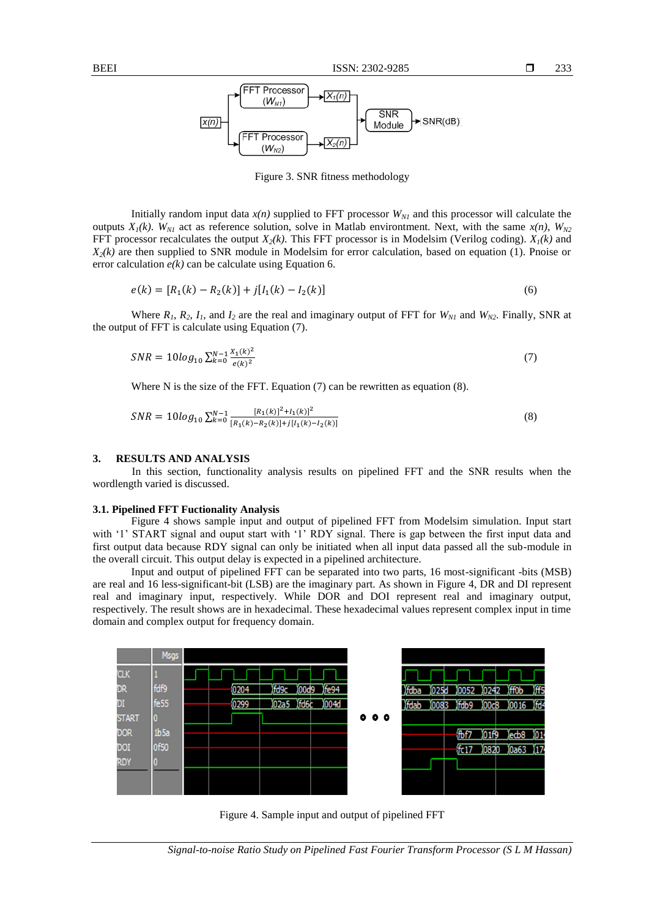Figure 3. SNR fitness methodology

Initially random input data $x(n)$ supplied to FFT processor $W_{N1}$ and this processor will calculate the outputs $X_1(k)$. $W_{N1}$ act as reference solution, solve in Matlab environtment. Next, with the same $x(n)$, $W_{N2}$ FFT processor recalculates the output $X_2(k)$. This FFT processor is in Modelsim (Verilog coding). $X_1(k)$ and $X_2(k)$ are then supplied to SNR module in Modelsim for error calculation, based on equation (1). Pnoise or error calculation $e(k)$ can be calculate using Equation 6.

$$e(k) = [R_1(k) - R_2(k)] + j[I_1(k) - I_2(k)] \tag{6}$$

Where $R_1$, $R_2$, $I_1$, and $I_2$ are the real and imaginary output of FFT for $W_{N1}$ and $W_{N2}$. Finally, SNR at the output of FFT is calculate using Equation (7).

$$SNR = 10log_{10} \sum_{k=0}^{N-1} \frac{X_1(k)^2}{e(k)^2} \tag{7}$$

Where N is the size of the FFT. Equation (7) can be rewritten as equation (8).

$$SNR = 10log_{10} \sum_{k=0}^{N-1} \frac{[R_1(k)]^2 + I_1(k)]^2}{[R_1(k) - R_2(k)] + j[I_1(k) - I_2(k)]} \tag{8}$$

## 3. RESULTS AND ANALYSIS

In this section, functionality analysis results on pipelined FFT and the SNR results when the wordlength varied is discussed.

### 3.1. Pipelined FFT Fuctionality Analysis

Figure 4 shows sample input and output of pipelined FFT from Modelsim simulation. Input start with '1' START signal and ouput start with '1' RDY signal. There is gap between the first input data and first output data because RDY signal can only be initiated when all input data passed all the sub-module in the overall circuit. This output delay is expected in a pipelined architecture.

Input and output of pipelined FFT can be separated into two parts, 16 most-significant -bits (MSB) are real and 16 less-significant-bit (LSB) are the imaginary part. As shown in Figure 4, DR and DI represent real and imaginary input, respectively. While DOR and DOI represent real and imaginary output, respectively. The result shows are in hexadecimal. These hexadecimal values represent complex input in time domain and complex output for frequency domain.

Figure 4. Sample input and output of pipelined FFT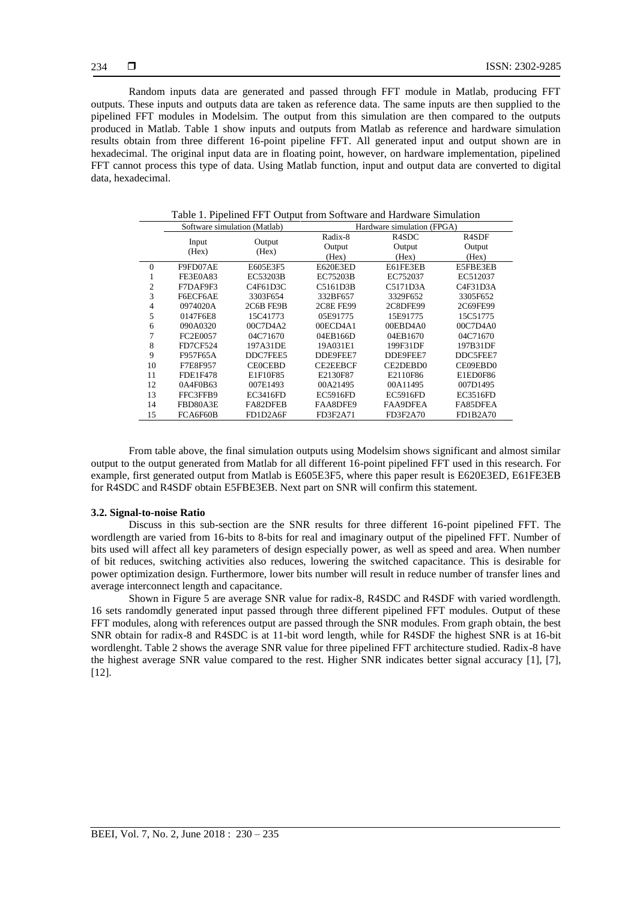Random inputs data are generated and passed through FFT module in Matlab, producing FFT outputs. These inputs and outputs data are taken as reference data. The same inputs are then supplied to the pipelined FFT modules in Modelsim. The output from this simulation are then compared to the outputs produced in Matlab. Table 1 show inputs and outputs from Matlab as reference and hardware simulation results obtain from three different 16-point pipeline FFT. All generated input and output shown are in hexadecimal. The original input data are in floating point, however, on hardware implementation, pipelined FFT cannot process this type of data. Using Matlab function, input and output data are converted to digital data, hexadecimal.

Table 1. Pipelined FFT Output from Software and Hardware Simulation

| | Software simulation (Matlab) | | Hardware simulation (FPGA) | | |
|---|---|---|---|---|---|
| | Input (Hex) | Output (Hex) | Radix-8 Output (Hex) | R4SDC Output (Hex) | R4SDF Output (Hex) |
| 0 | F9FD07AE | E605E3F5 | E620E3ED | E61FE3EB | E5FBE3EB |
| 1 | FE3E0A83 | EC53203B | EC75203B | EC752037 | EC512037 |
| 2 | F7DAF9F3 | C4F61D3C | C5161D3B | C5171D3A | C4F31D3A |
| 3 | F6ECF6AE | 3303F654 | 332BF657 | 3329F652 | 3305F652 |
| 4 | 0974020A | 2C6B FE9B | 2C8E FE99 | 2C8DFE99 | 2C69FE99 |
| 5 | 0147F6E8 | 15C41773 | 05E91775 | 15E91775 | 15C51775 |
| 6 | 090A0320 | 00C7D4A2 | 00ECD4A1 | 00EBD4A0 | 00C7D4A0 |
| 7 | FC2E0057 | 04C71670 | 04EB166D | 04EB1670 | 04C71670 |
| 8 | FD7CF524 | 197A31DE | 19A031E1 | 199F31DF | 197B31DF |
| 9 | F957F65A | DDC7FEE5 | DDE9FEE7 | DDE9FEE7 | DDC5FEE7 |
| 10 | F7E8F957 | CE0CEBD | CE2EEBCF | CE2DEBD0 | CE09EBD0 |
| 11 | FDE1F478 | E1F10F85 | E2130F87 | E2110F86 | E1ED0F86 |
| 12 | 0A4F0B63 | 007E1493 | 00A21495 | 00A11495 | 007D1495 |
| 13 | FFC3FFB9 | EC3416FD | EC5916FD | EC5916FD | EC3516FD |
| 14 | FBD80A3E | FA82DFEB | FAA8DFE9 | FAA9DFEA | FA85DFEA |
| 15 | FCA6F60B | FD1D2A6F | FD3F2A71 | FD3F2A70 | FD1B2A70 |

From table above, the final simulation outputs using Modelsim shows significant and almost similar output to the output generated from Matlab for all different 16-point pipelined FFT used in this research. For example, first generated output from Matlab is E605E3F5, where this paper result is E620E3ED, E61FE3EB for R4SDC and R4SDF obtain E5FBE3EB. Next part on SNR will confirm this statement.

### 3.2. Signal-to-noise Ratio

Discuss in this sub-section are the SNR results for three different 16-point pipelined FFT. The wordlength are varied from 16-bits to 8-bits for real and imaginary output of the pipelined FFT. Number of bits used will affect all key parameters of design especially power, as well as speed and area. When number of bit reduces, switching activities also reduces, lowering the switched capacitance. This is desirable for power optimization design. Furthermore, lower bits number will result in reduce number of transfer lines and average interconnect length and capacitance.

Shown in Figure 5 are average SNR value for radix-8, R4SDC and R4SDF with varied wordlength. 16 sets randomdly generated input passed through three different pipelined FFT modules. Output of these FFT modules, along with references output are passed through the SNR modules. From graph obtain, the best SNR obtain for radix-8 and R4SDC is at 11-bit word length, while for R4SDF the highest SNR is at 16-bit wordlenght. Table 2 shows the average SNR value for three pipelined FFT architecture studied. Radix-8 have the highest average SNR value compared to the rest. Higher SNR indicates better signal accuracy [1], [7], [12].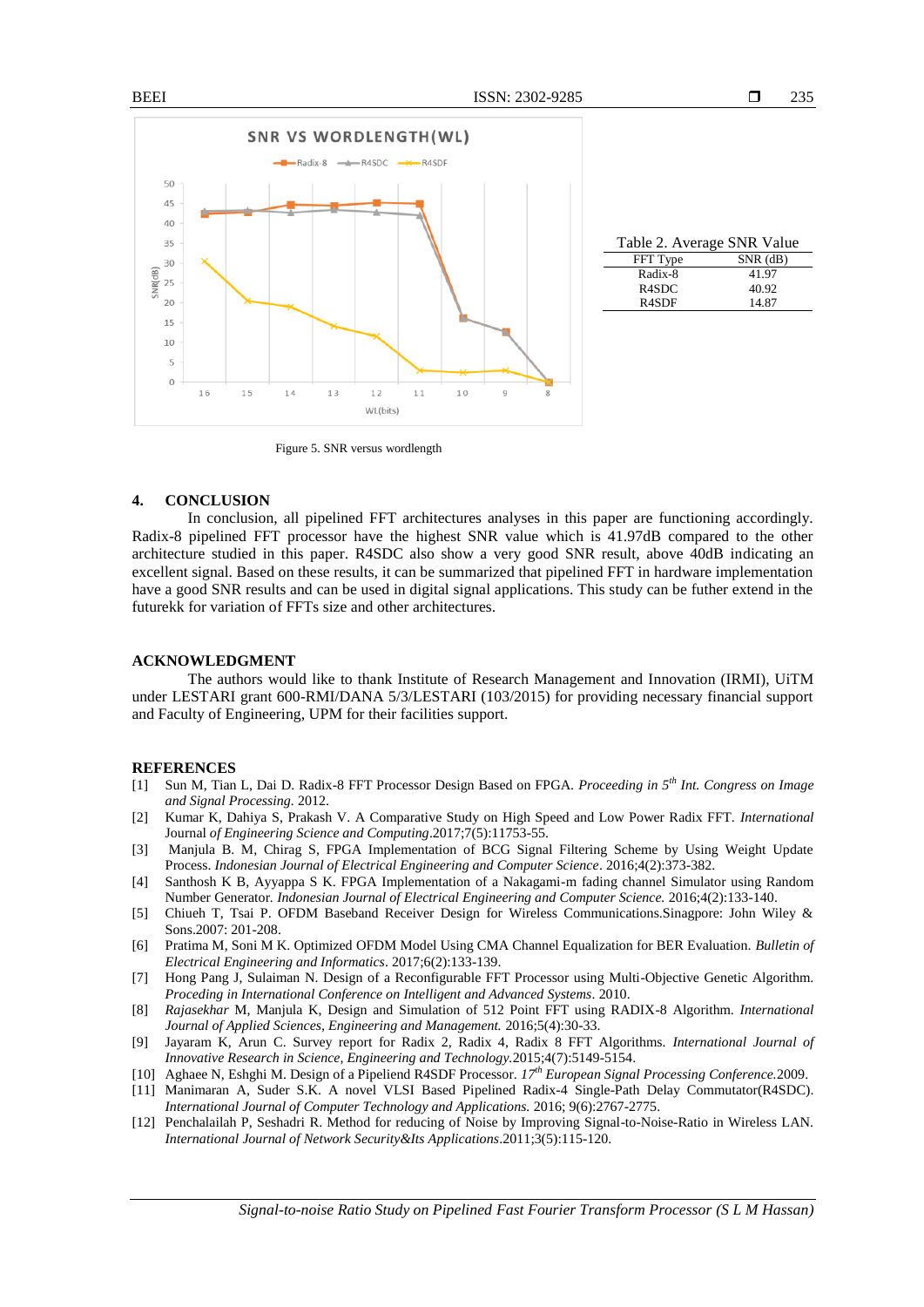SNR VS WORDLENGTH(WL)

Radix-8   R4SDC   R4SDF

SNR(dB)

50
45
40
35
30
25
20
15
10
5
0

16 15 14 13 12 11 10 9 8

WL(bits)

Figure 5. SNR versus wordlength

Table 2. Average SNR Value

| FFT Type | SNR (dB) |
|---|---|
| Radix-8 | 41.97 |
| R4SDC | 40.92 |
| R4SDF | 14.87 |

## 4. CONCLUSION

In conclusion, all pipelined FFT architectures analyses in this paper are functioning accordingly. Radix-8 pipelined FFT processor have the highest SNR value which is 41.97dB compared to the other architecture studied in this paper. R4SDC also show a very good SNR result, above 40dB indicating an excellent signal. Based on these results, it can be summarized that pipelined FFT in hardware implementation have a good SNR results and can be used in digital signal applications. This study can be futher extend in the futurekk for variation of FFTs size and other architectures.

## ACKNOWLEDGMENT

The authors would like to thank Institute of Research Management and Innovation (IRMI), UiTM under LESTARI grant 600-RMI/DANA 5/3/LESTARI (103/2015) for providing necessary financial support and Faculty of Engineering, UPM for their facilities support.

## REFERENCES

[1] Sun M, Tian L, Dai D. Radix-8 FFT Processor Design Based on FPGA. *Proceeding in 5th Int. Congress on Image and Signal Processing*. 2012.

[2] Kumar K, Dahiya S, Prakash V. A Comparative Study on High Speed and Low Power Radix FFT. *International* Journal *of Engineering Science and Computing*.2017;7(5):11753-55.

[3] Manjula B. M, Chirag S, FPGA Implementation of BCG Signal Filtering Scheme by Using Weight Update Process. *Indonesian Journal of Electrical Engineering and Computer Science*. 2016;4(2):373-382.

[4] Santhosh K B, Ayyappa S K. FPGA Implementation of a Nakagami-m fading channel Simulator using Random Number Generator. *Indonesian Journal of Electrical Engineering and Computer Science.* 2016;4(2):133-140.

[5] Chiueh T, Tsai P. OFDM Baseband Receiver Design for Wireless Communications.Sinagpore: John Wiley & Sons.2007: 201-208.

[6] Pratima M, Soni M K. Optimized OFDM Model Using CMA Channel Equalization for BER Evaluation. *Bulletin of Electrical Engineering and Informatics*. 2017;6(2):133-139.

[7] Hong Pang J, Sulaiman N. Design of a Reconfigurable FFT Processor using Multi-Objective Genetic Algorithm. *Proceding in International Conference on Intelligent and Advanced Systems*. 2010.

[8] *Rajasekhar* M, Manjula K, Design and Simulation of 512 Point FFT using RADIX-8 Algorithm. *International Journal of Applied Sciences, Engineering and Management.* 2016;5(4):30-33.

[9] Jayaram K, Arun C. Survey report for Radix 2, Radix 4, Radix 8 FFT Algorithms. *International Journal of Innovative Research in Science, Engineering and Technology.*2015;4(7):5149-5154.

[10] Aghaee N, Eshghi M. Design of a Pipeliend R4SDF Processor. *17th European Signal Processing Conference.*2009.

[11] Manimaran A, Suder S.K. A novel VLSI Based Pipelined Radix-4 Single-Path Delay Commutator(R4SDC). *International Journal of Computer Technology and Applications.* 2016; 9(6):2767-2775.

[12] Penchalailah P, Seshadri R. Method for reducing of Noise by Improving Signal-to-Noise-Ratio in Wireless LAN. *International Journal of Network Security&Its Applications*.2011;3(5):115-120.